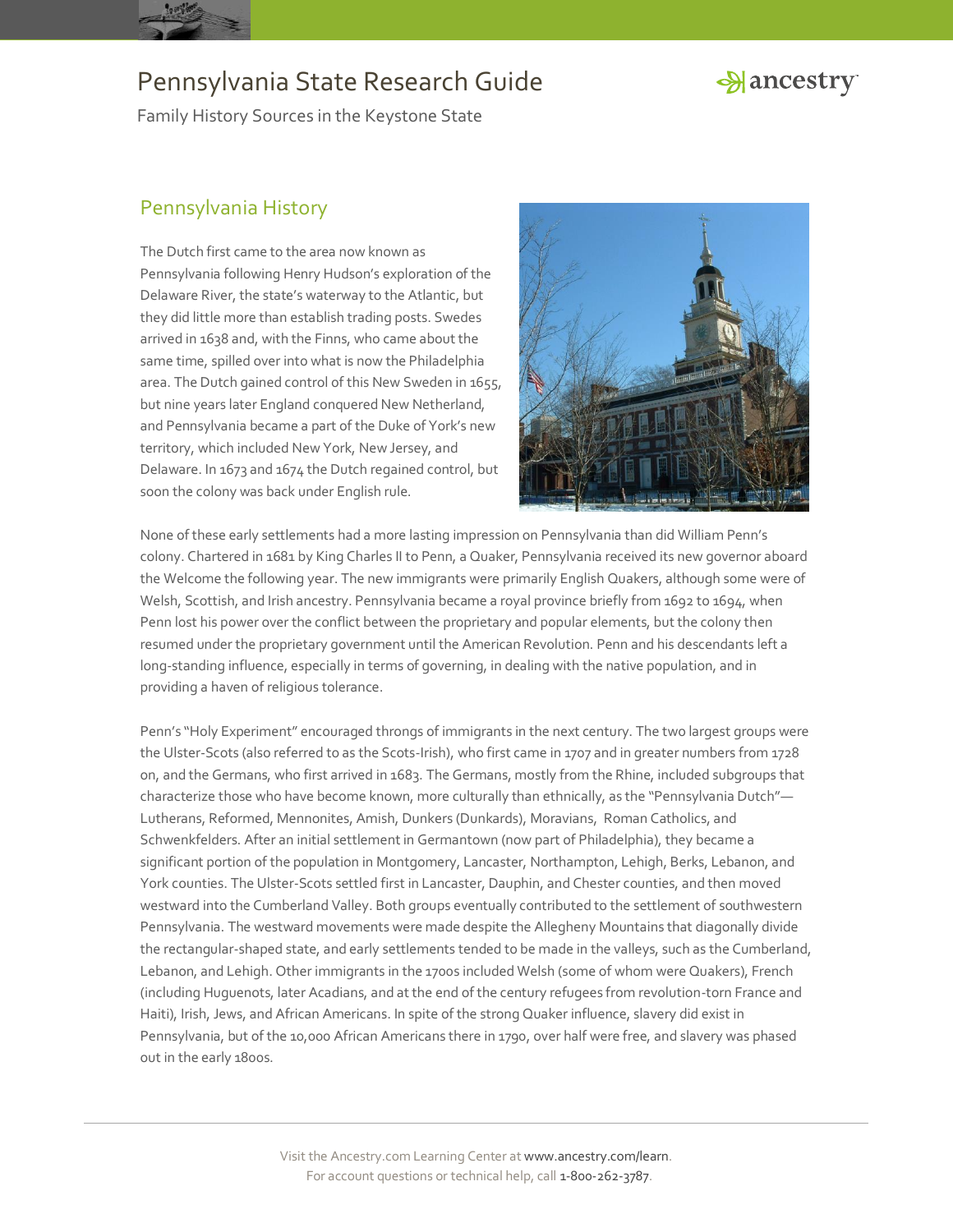# Pennsylvania State Research Guide

Family History Sources in the Keystone State

## Pennsylvania History

The Dutch first came to the area now known as Pennsylvania following Henry Hudson's exploration of the Delaware River, the state's waterway to the Atlantic, but they did little more than establish trading posts. Swedes arrived in 1638 and, with the Finns, who came about the same time, spilled over into what is now the Philadelphia area. The Dutch gained control of this New Sweden in 1655, but nine years later England conquered New Netherland, and Pennsylvania became a part of the Duke of York's new territory, which included New York, New Jersey, and Delaware. In 1673 and 1674 the Dutch regained control, but soon the colony was back under English rule.

None of these early settlements had a more lasting impression on Pennsylvania than did William Penn's colony. Chartered in 1681 by King Charles II to Penn, a Quaker, Pennsylvania received its new governor aboard the Welcome the following year. The new immigrants were primarily English Quakers, although some were of Welsh, Scottish, and Irish ancestry. Pennsylvania became a royal province briefly from 1692 to 1694, when Penn lost his power over the conflict between the proprietary and popular elements, but the colony then resumed under the proprietary government until the American Revolution. Penn and his descendants left a long-standing influence, especially in terms of governing, in dealing with the native population, and in providing a haven of religious tolerance.

Penn's "Holy Experiment" encouraged throngs of immigrants in the next century. The two largest groups were the Ulster-Scots (also referred to as the Scots-Irish), who first came in 1707 and in greater numbers from 1728 on, and the Germans, who first arrived in 1683. The Germans, mostly from the Rhine, included subgroups that characterize those who have become known, more culturally than ethnically, as the "Pennsylvania Dutch"—Lutherans, Reformed, Mennonites, Amish, Dunkers (Dunkards), Moravians, Roman Catholics, and Schwenkfelders. After an initial settlement in Germantown (now part of Philadelphia), they became a significant portion of the population in Montgomery, Lancaster, Northampton, Lehigh, Berks, Lebanon, and York counties. The Ulster-Scots settled first in Lancaster, Dauphin, and Chester counties, and then moved westward into the Cumberland Valley. Both groups eventually contributed to the settlement of southwestern Pennsylvania. The westward movements were made despite the Allegheny Mountains that diagonally divide the rectangular-shaped state, and early settlements tended to be made in the valleys, such as the Cumberland, Lebanon, and Lehigh. Other immigrants in the 1700s included Welsh (some of whom were Quakers), French (including Huguenots, later Acadians, and at the end of the century refugees from revolution-torn France and Haiti), Irish, Jews, and African Americans. In spite of the strong Quaker influence, slavery did exist in Pennsylvania, but of the 10,000 African Americans there in 1790, over half were free, and slavery was phased out in the early 1800s.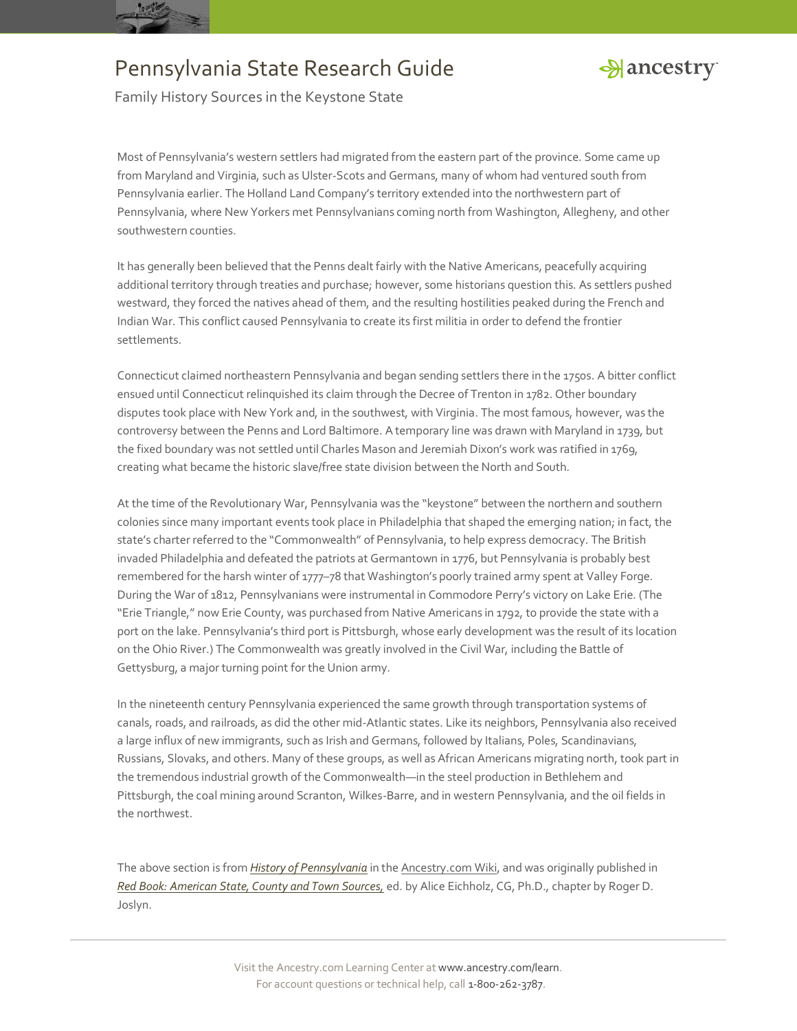Most of Pennsylvania's western settlers had migrated from the eastern part of the province. Some came up from Maryland and Virginia, such as Ulster-Scots and Germans, many of whom had ventured south from Pennsylvania earlier. The Holland Land Company's territory extended into the northwestern part of Pennsylvania, where New Yorkers met Pennsylvanians coming north from Washington, Allegheny, and other southwestern counties.

It has generally been believed that the Penns dealt fairly with the Native Americans, peacefully acquiring additional territory through treaties and purchase; however, some historians question this. As settlers pushed westward, they forced the natives ahead of them, and the resulting hostilities peaked during the French and Indian War. This conflict caused Pennsylvania to create its first militia in order to defend the frontier settlements.

Connecticut claimed northeastern Pennsylvania and began sending settlers there in the 1750s. A bitter conflict ensued until Connecticut relinquished its claim through the Decree of Trenton in 1782. Other boundary disputes took place with New York and, in the southwest, with Virginia. The most famous, however, was the controversy between the Penns and Lord Baltimore. A temporary line was drawn with Maryland in 1739, but the fixed boundary was not settled until Charles Mason and Jeremiah Dixon's work was ratified in 1769, creating what became the historic slave/free state division between the North and South.

At the time of the Revolutionary War, Pennsylvania was the "keystone" between the northern and southern colonies since many important events took place in Philadelphia that shaped the emerging nation; in fact, the state's charter referred to the "Commonwealth" of Pennsylvania, to help express democracy. The British invaded Philadelphia and defeated the patriots at Germantown in 1776, but Pennsylvania is probably best remembered for the harsh winter of 1777–78 that Washington's poorly trained army spent at Valley Forge. During the War of 1812, Pennsylvanians were instrumental in Commodore Perry's victory on Lake Erie. (The "Erie Triangle," now Erie County, was purchased from Native Americans in 1792, to provide the state with a port on the lake. Pennsylvania's third port is Pittsburgh, whose early development was the result of its location on the Ohio River.) The Commonwealth was greatly involved in the Civil War, including the Battle of Gettysburg, a major turning point for the Union army.

In the nineteenth century Pennsylvania experienced the same growth through transportation systems of canals, roads, and railroads, as did the other mid-Atlantic states. Like its neighbors, Pennsylvania also received a large influx of new immigrants, such as Irish and Germans, followed by Italians, Poles, Scandinavians, Russians, Slovaks, and others. Many of these groups, as well as African Americans migrating north, took part in the tremendous industrial growth of the Commonwealth—in the steel production in Bethlehem and Pittsburgh, the coal mining around Scranton, Wilkes-Barre, and in western Pennsylvania, and the oil fields in the northwest.

The above section is from ***History of Pennsylvania*** in the Ancestry.com Wiki, and was originally published in *Red Book: American State, County and Town Sources,* ed. by Alice Eichholz, CG, Ph.D., chapter by Roger D. Joslyn.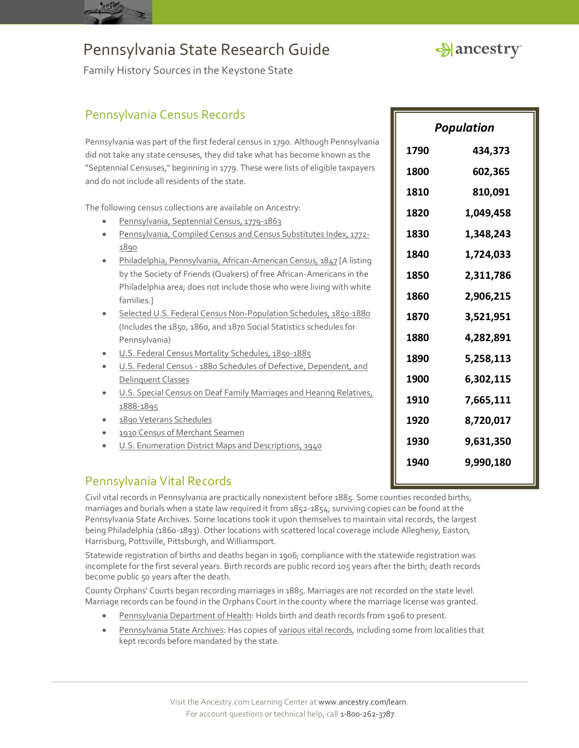# Pennsylvania State Research Guide

Family History Sources in the Keystone State

## Pennsylvania Census Records

Pennsylvania was part of the first federal census in 1790. Although Pennsylvania did not take any state censuses, they did take what has become known as the "Septennial Censuses," beginning in 1779. These were lists of eligible taxpayers and do not include all residents of the state.

The following census collections are available on Ancestry:

- Pennsylvania, Septennial Census, 1779-1863
- Pennsylvania, Compiled Census and Census Substitutes Index, 1772-1890
- Philadelphia, Pennsylvania, African-American Census, 1847 [A listing by the Society of Friends (Quakers) of free African-Americans in the Philadelphia area; does not include those who were living with white families.]
- Selected U.S. Federal Census Non-Population Schedules, 1850-1880 (Includes the 1850, 1860, and 1870 Social Statistics schedules for Pennsylvania)
- U.S. Federal Census Mortality Schedules, 1850-1885
- U.S. Federal Census - 1880 Schedules of Defective, Dependent, and Delinquent Classes
- U.S. Special Census on Deaf Family Marriages and Hearing Relatives, 1888-1895
- 1890 Veterans Schedules
- 1930 Census of Merchant Seamen
- U.S. Enumeration District Maps and Descriptions, 1940

| *Population* | |
|---|---|
| **1790** | **434,373** |
| **1800** | **602,365** |
| **1810** | **810,091** |
| **1820** | **1,049,458** |
| **1830** | **1,348,243** |
| **1840** | **1,724,033** |
| **1850** | **2,311,786** |
| **1860** | **2,906,215** |
| **1870** | **3,521,951** |
| **1880** | **4,282,891** |
| **1890** | **5,258,113** |
| **1900** | **6,302,115** |
| **1910** | **7,665,111** |
| **1920** | **8,720,017** |
| **1930** | **9,631,350** |
| **1940** | **9,990,180** |

## Pennsylvania Vital Records

Civil vital records in Pennsylvania are practically nonexistent before 1885. Some counties recorded births, marriages and burials when a state law required it from 1852-1854; surviving copies can be found at the Pennsylvania State Archives. Some locations took it upon themselves to maintain vital records, the largest being Philadelphia (1860-1893). Other locations with scattered local coverage include Allegheny, Easton, Harrisburg, Pottsville, Pittsburgh, and Williamsport.

Statewide registration of births and deaths began in 1906; compliance with the statewide registration was incomplete for the first several years. Birth records are public record 105 years after the birth; death records become public 50 years after the death.

County Orphans' Courts began recording marriages in 1885. Marriages are not recorded on the state level. Marriage records can be found in the Orphans Court in the county where the marriage license was granted.

- Pennsylvania Department of Health: Holds birth and death records from 1906 to present.
- Pennsylvania State Archives: Has copies of various vital records, including some from localities that kept records before mandated by the state.

Visit the Ancestry.com Learning Center at www.ancestry.com/learn.
For account questions or technical help, call 1-800-262-3787.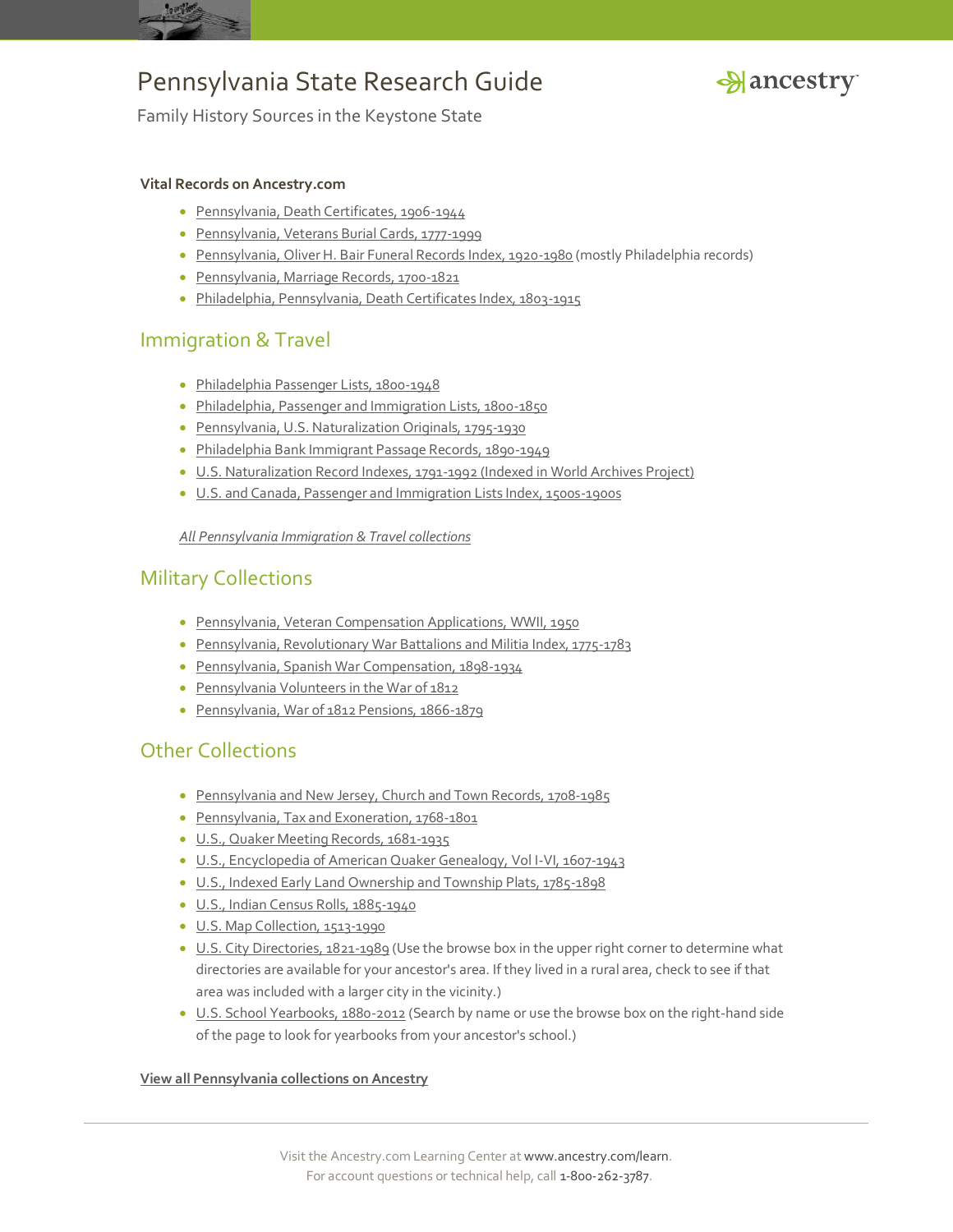# Pennsylvania State Research Guide

Family History Sources in the Keystone State

**Vital Records on Ancestry.com**

- Pennsylvania, Death Certificates, 1906-1944
- Pennsylvania, Veterans Burial Cards, 1777-1999
- Pennsylvania, Oliver H. Bair Funeral Records Index, 1920-1980 (mostly Philadelphia records)
- Pennsylvania, Marriage Records, 1700-1821
- Philadelphia, Pennsylvania, Death Certificates Index, 1803-1915

## Immigration & Travel

- Philadelphia Passenger Lists, 1800-1948
- Philadelphia, Passenger and Immigration Lists, 1800-1850
- Pennsylvania, U.S. Naturalization Originals, 1795-1930
- Philadelphia Bank Immigrant Passage Records, 1890-1949
- U.S. Naturalization Record Indexes, 1791-1992 (Indexed in World Archives Project)
- U.S. and Canada, Passenger and Immigration Lists Index, 1500s-1900s

*All Pennsylvania Immigration & Travel collections*

## Military Collections

- Pennsylvania, Veteran Compensation Applications, WWII, 1950
- Pennsylvania, Revolutionary War Battalions and Militia Index, 1775-1783
- Pennsylvania, Spanish War Compensation, 1898-1934
- Pennsylvania Volunteers in the War of 1812
- Pennsylvania, War of 1812 Pensions, 1866-1879

## Other Collections

- Pennsylvania and New Jersey, Church and Town Records, 1708-1985
- Pennsylvania, Tax and Exoneration, 1768-1801
- U.S., Quaker Meeting Records, 1681-1935
- U.S., Encyclopedia of American Quaker Genealogy, Vol I-VI, 1607-1943
- U.S., Indexed Early Land Ownership and Township Plats, 1785-1898
- U.S., Indian Census Rolls, 1885-1940
- U.S. Map Collection, 1513-1990
- U.S. City Directories, 1821-1989 (Use the browse box in the upper right corner to determine what directories are available for your ancestor's area. If they lived in a rural area, check to see if that area was included with a larger city in the vicinity.)
- U.S. School Yearbooks, 1880-2012 (Search by name or use the browse box on the right-hand side of the page to look for yearbooks from your ancestor's school.)

**View all Pennsylvania collections on Ancestry**

Visit the Ancestry.com Learning Center at www.ancestry.com/learn.
For account questions or technical help, call 1-800-262-3787.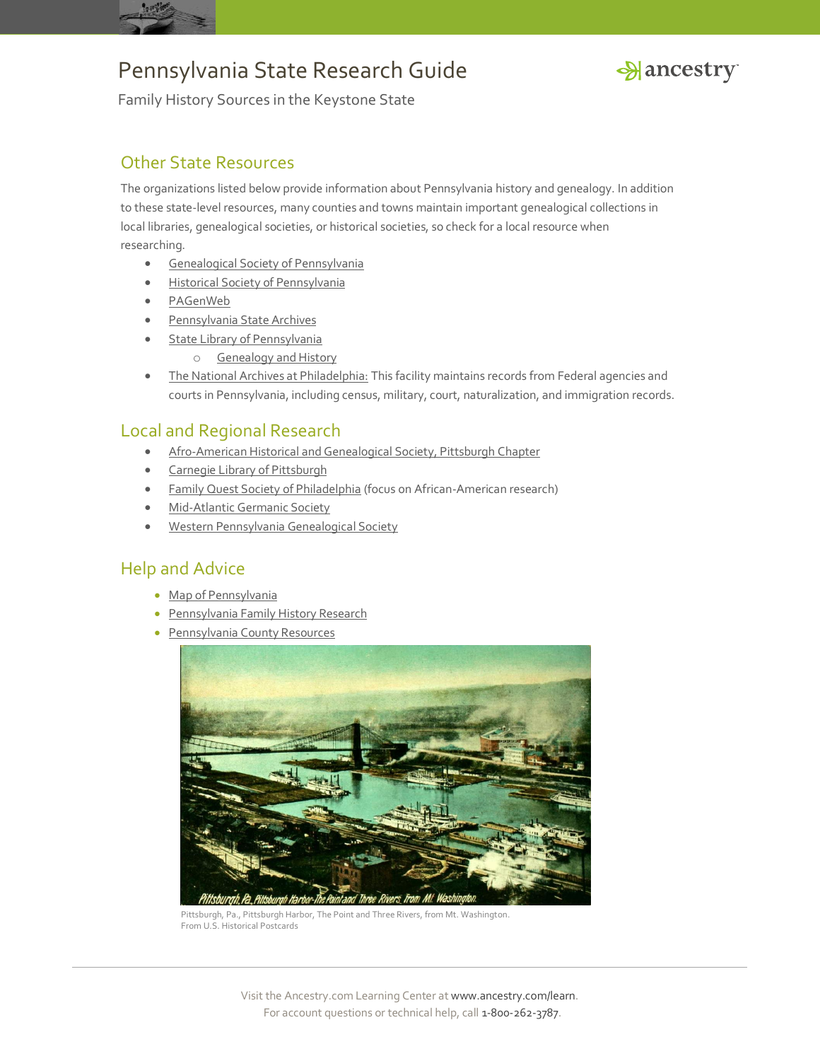## Other State Resources

The organizations listed below provide information about Pennsylvania history and genealogy. In addition to these state-level resources, many counties and towns maintain important genealogical collections in local libraries, genealogical societies, or historical societies, so check for a local resource when researching.

- Genealogical Society of Pennsylvania
- Historical Society of Pennsylvania
- PAGenWeb
- Pennsylvania State Archives
- State Library of Pennsylvania
  - Genealogy and History
- The National Archives at Philadelphia: This facility maintains records from Federal agencies and courts in Pennsylvania, including census, military, court, naturalization, and immigration records.

## Local and Regional Research

- Afro-American Historical and Genealogical Society, Pittsburgh Chapter
- Carnegie Library of Pittsburgh
- Family Quest Society of Philadelphia (focus on African-American research)
- Mid-Atlantic Germanic Society
- Western Pennsylvania Genealogical Society

## Help and Advice

- Map of Pennsylvania
- Pennsylvania Family History Research
- Pennsylvania County Resources

Pittsburgh, Pa., Pittsburgh Harbor, The Point and Three Rivers, from Mt. Washington.
From U.S. Historical Postcards

Visit the Ancestry.com Learning Center at www.ancestry.com/learn.
For account questions or technical help, call 1-800-262-3787.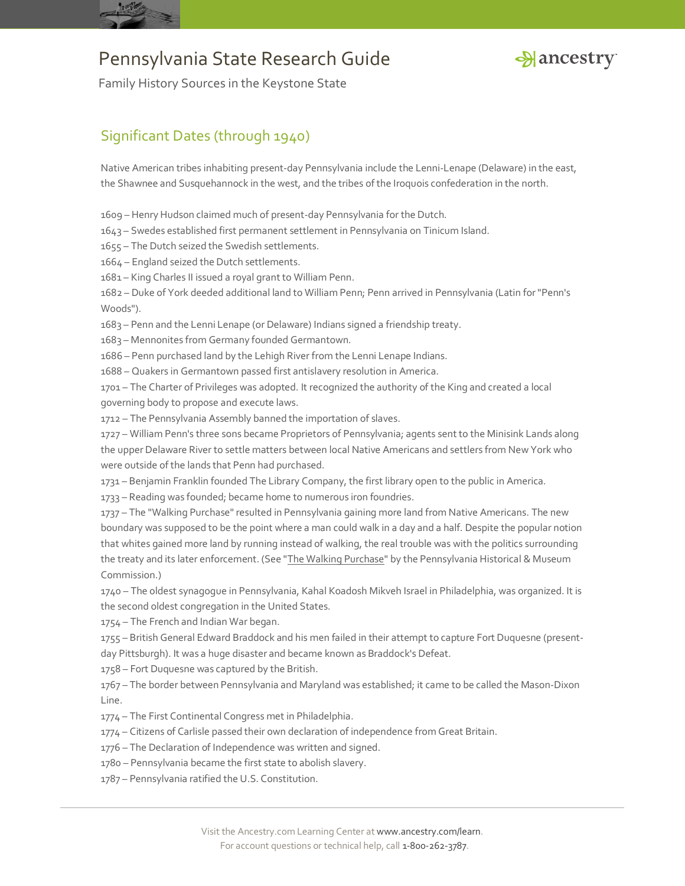## Significant Dates (through 1940)

Native American tribes inhabiting present-day Pennsylvania include the Lenni-Lenape (Delaware) in the east, the Shawnee and Susquehannock in the west, and the tribes of the Iroquois confederation in the north.

1609 – Henry Hudson claimed much of present-day Pennsylvania for the Dutch.
1643 – Swedes established first permanent settlement in Pennsylvania on Tinicum Island.
1655 – The Dutch seized the Swedish settlements.
1664 – England seized the Dutch settlements.
1681 – King Charles II issued a royal grant to William Penn.
1682 – Duke of York deeded additional land to William Penn; Penn arrived in Pennsylvania (Latin for "Penn's Woods").
1683 – Penn and the Lenni Lenape (or Delaware) Indians signed a friendship treaty.
1683 – Mennonites from Germany founded Germantown.
1686 – Penn purchased land by the Lehigh River from the Lenni Lenape Indians.
1688 – Quakers in Germantown passed first antislavery resolution in America.
1701 – The Charter of Privileges was adopted. It recognized the authority of the King and created a local governing body to propose and execute laws.
1712 – The Pennsylvania Assembly banned the importation of slaves.
1727 – William Penn's three sons became Proprietors of Pennsylvania; agents sent to the Minisink Lands along the upper Delaware River to settle matters between local Native Americans and settlers from New York who were outside of the lands that Penn had purchased.
1731 – Benjamin Franklin founded The Library Company, the first library open to the public in America.
1733 – Reading was founded; became home to numerous iron foundries.
1737 – The "Walking Purchase" resulted in Pennsylvania gaining more land from Native Americans. The new boundary was supposed to be the point where a man could walk in a day and a half. Despite the popular notion that whites gained more land by running instead of walking, the real trouble was with the politics surrounding the treaty and its later enforcement. (See "The Walking Purchase" by the Pennsylvania Historical & Museum Commission.)
1740 – The oldest synagogue in Pennsylvania, Kahal Koadosh Mikveh Israel in Philadelphia, was organized. It is the second oldest congregation in the United States.
1754 – The French and Indian War began.
1755 – British General Edward Braddock and his men failed in their attempt to capture Fort Duquesne (present-day Pittsburgh). It was a huge disaster and became known as Braddock's Defeat.
1758 – Fort Duquesne was captured by the British.
1767 – The border between Pennsylvania and Maryland was established; it came to be called the Mason-Dixon Line.
1774 – The First Continental Congress met in Philadelphia.
1774 – Citizens of Carlisle passed their own declaration of independence from Great Britain.
1776 – The Declaration of Independence was written and signed.
1780 – Pennsylvania became the first state to abolish slavery.
1787 – Pennsylvania ratified the U.S. Constitution.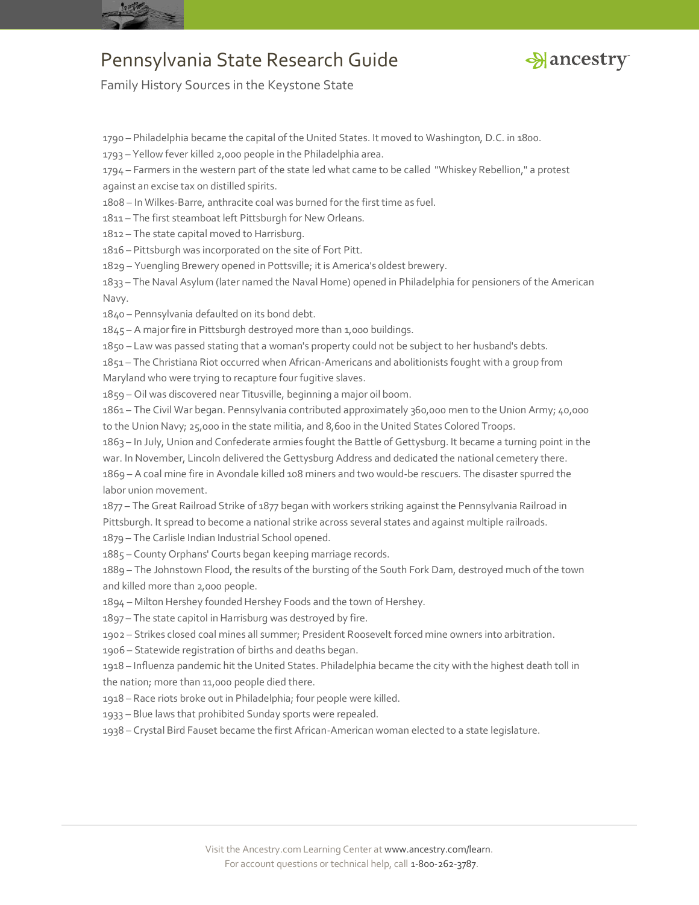1790 – Philadelphia became the capital of the United States. It moved to Washington, D.C. in 1800.

1793 – Yellow fever killed 2,000 people in the Philadelphia area.

1794 – Farmers in the western part of the state led what came to be called "Whiskey Rebellion," a protest against an excise tax on distilled spirits.

1808 – In Wilkes-Barre, anthracite coal was burned for the first time as fuel.

1811 – The first steamboat left Pittsburgh for New Orleans.

1812 – The state capital moved to Harrisburg.

1816 – Pittsburgh was incorporated on the site of Fort Pitt.

1829 – Yuengling Brewery opened in Pottsville; it is America's oldest brewery.

1833 – The Naval Asylum (later named the Naval Home) opened in Philadelphia for pensioners of the American Navy.

1840 – Pennsylvania defaulted on its bond debt.

1845 – A major fire in Pittsburgh destroyed more than 1,000 buildings.

1850 – Law was passed stating that a woman's property could not be subject to her husband's debts.

1851 – The Christiana Riot occurred when African-Americans and abolitionists fought with a group from Maryland who were trying to recapture four fugitive slaves.

1859 – Oil was discovered near Titusville, beginning a major oil boom.

1861 – The Civil War began. Pennsylvania contributed approximately 360,000 men to the Union Army; 40,000 to the Union Navy; 25,000 in the state militia, and 8,600 in the United States Colored Troops.

1863 – In July, Union and Confederate armies fought the Battle of Gettysburg. It became a turning point in the war. In November, Lincoln delivered the Gettysburg Address and dedicated the national cemetery there.

1869 – A coal mine fire in Avondale killed 108 miners and two would-be rescuers. The disaster spurred the labor union movement.

1877 – The Great Railroad Strike of 1877 began with workers striking against the Pennsylvania Railroad in Pittsburgh. It spread to become a national strike across several states and against multiple railroads.

1879 – The Carlisle Indian Industrial School opened.

1885 – County Orphans' Courts began keeping marriage records.

1889 – The Johnstown Flood, the results of the bursting of the South Fork Dam, destroyed much of the town and killed more than 2,000 people.

1894 – Milton Hershey founded Hershey Foods and the town of Hershey.

1897 – The state capitol in Harrisburg was destroyed by fire.

1902 – Strikes closed coal mines all summer; President Roosevelt forced mine owners into arbitration.

1906 – Statewide registration of births and deaths began.

1918 – Influenza pandemic hit the United States. Philadelphia became the city with the highest death toll in the nation; more than 11,000 people died there.

1918 – Race riots broke out in Philadelphia; four people were killed.

1933 – Blue laws that prohibited Sunday sports were repealed.

1938 – Crystal Bird Fauset became the first African-American woman elected to a state legislature.